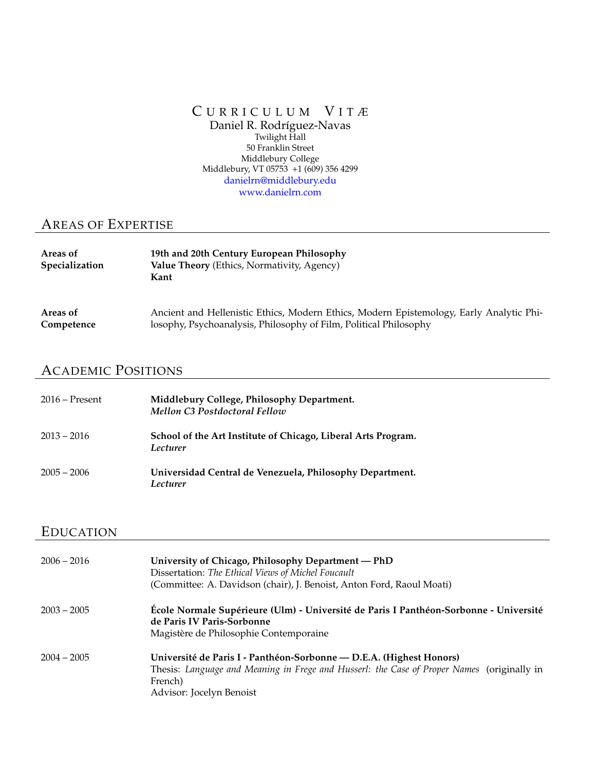# Curriculum Vitæ

Daniel R. Rodríguez-Navas
Twilight Hall
50 Franklin Street
Middlebury College
Middlebury, VT 05753 +1 (609) 356 4299
danielrn@middlebury.edu
www.danielrn.com

## Areas of Expertise

**Areas of Specialization**

**19th and 20th Century European Philosophy**
**Value Theory** (Ethics, Normativity, Agency)
**Kant**

**Areas of Competence**

Ancient and Hellenistic Ethics, Modern Ethics, Modern Epistemology, Early Analytic Philosophy, Psychoanalysis, Philosophy of Film, Political Philosophy

## Academic Positions

2016 – Present — **Middlebury College, Philosophy Department.**
***Mellon C3 Postdoctoral Fellow***

2013 – 2016 — **School of the Art Institute of Chicago, Liberal Arts Program.**
***Lecturer***

2005 – 2006 — **Universidad Central de Venezuela, Philosophy Department.**
***Lecturer***

## Education

2006 – 2016 — **University of Chicago, Philosophy Department — PhD**
Dissertation: *The Ethical Views of Michel Foucault*
(Committee: A. Davidson (chair), J. Benoist, Anton Ford, Raoul Moati)

2003 – 2005 — **École Normale Supérieure (Ulm) - Université de Paris I Panthéon-Sorbonne - Université de Paris IV Paris-Sorbonne**
Magistère de Philosophie Contemporaine

2004 – 2005 — **Université de Paris I - Panthéon-Sorbonne — D.E.A. (Highest Honors)**
Thesis: *Language and Meaning in Frege and Husserl: the Case of Proper Names* (originally in French)
Advisor: Jocelyn Benoist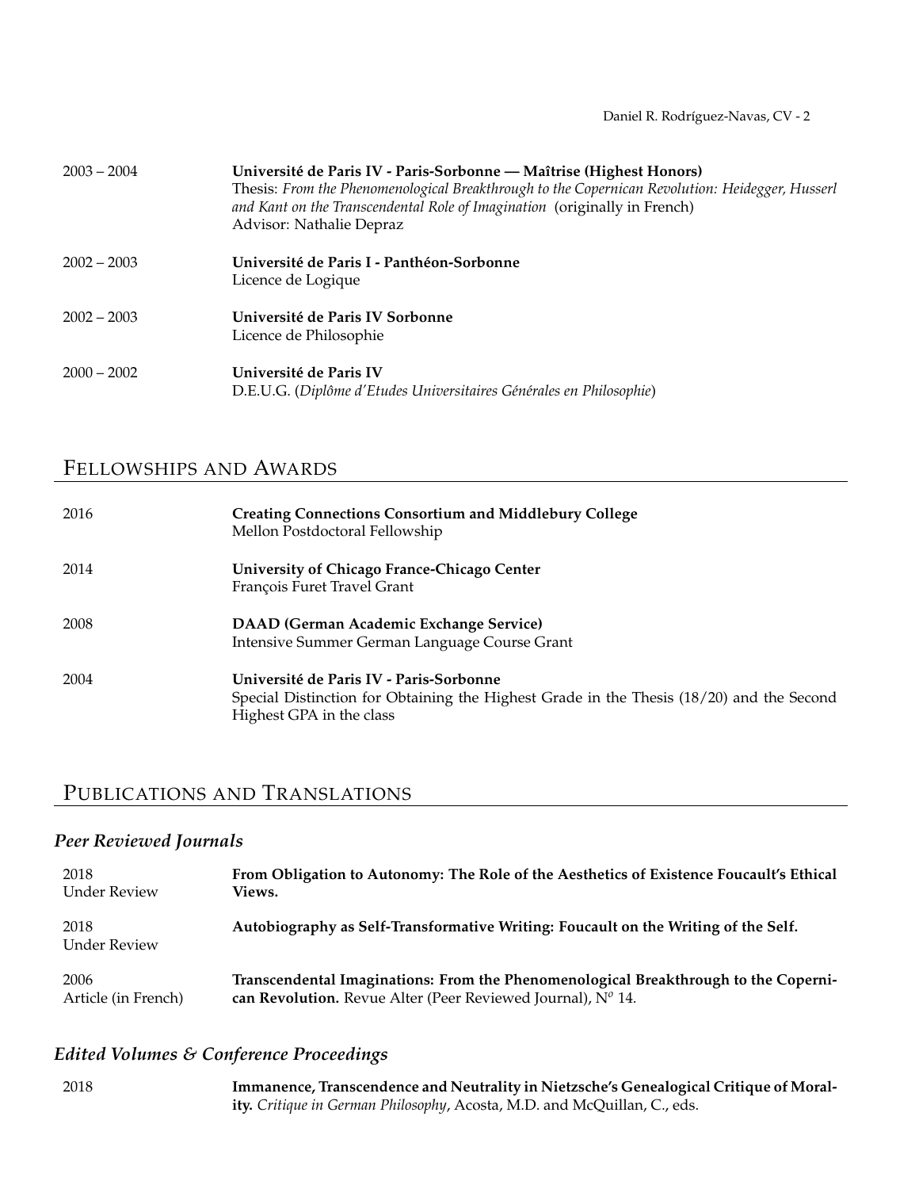2003 – 2004 **Université de Paris IV - Paris-Sorbonne — Maîtrise (Highest Honors)**
Thesis: *From the Phenomenological Breakthrough to the Copernican Revolution: Heidegger, Husserl and Kant on the Transcendental Role of Imagination* (originally in French)
Advisor: Nathalie Depraz

2002 – 2003 **Université de Paris I - Panthéon-Sorbonne**
Licence de Logique

2002 – 2003 **Université de Paris IV Sorbonne**
Licence de Philosophie

2000 – 2002 **Université de Paris IV**
D.E.U.G. (*Diplôme d'Etudes Universitaires Générales en Philosophie*)

## Fellowships and Awards

2016 **Creating Connections Consortium and Middlebury College**
Mellon Postdoctoral Fellowship

2014 **University of Chicago France-Chicago Center**
François Furet Travel Grant

2008 **DAAD (German Academic Exchange Service)**
Intensive Summer German Language Course Grant

2004 **Université de Paris IV - Paris-Sorbonne**
Special Distinction for Obtaining the Highest Grade in the Thesis (18/20) and the Second Highest GPA in the class

## Publications and Translations

### *Peer Reviewed Journals*

2018
Under Review
**From Obligation to Autonomy: The Role of the Aesthetics of Existence Foucault's Ethical Views.**

2018
Under Review
**Autobiography as Self-Transformative Writing: Foucault on the Writing of the Self.**

2006
Article (in French)
**Transcendental Imaginations: From the Phenomenological Breakthrough to the Copernican Revolution.** Revue Alter (Peer Reviewed Journal), N$^{o}$ 14.

### *Edited Volumes & Conference Proceedings*

2018 **Immanence, Transcendence and Neutrality in Nietzsche's Genealogical Critique of Morality.** *Critique in German Philosophy*, Acosta, M.D. and McQuillan, C., eds.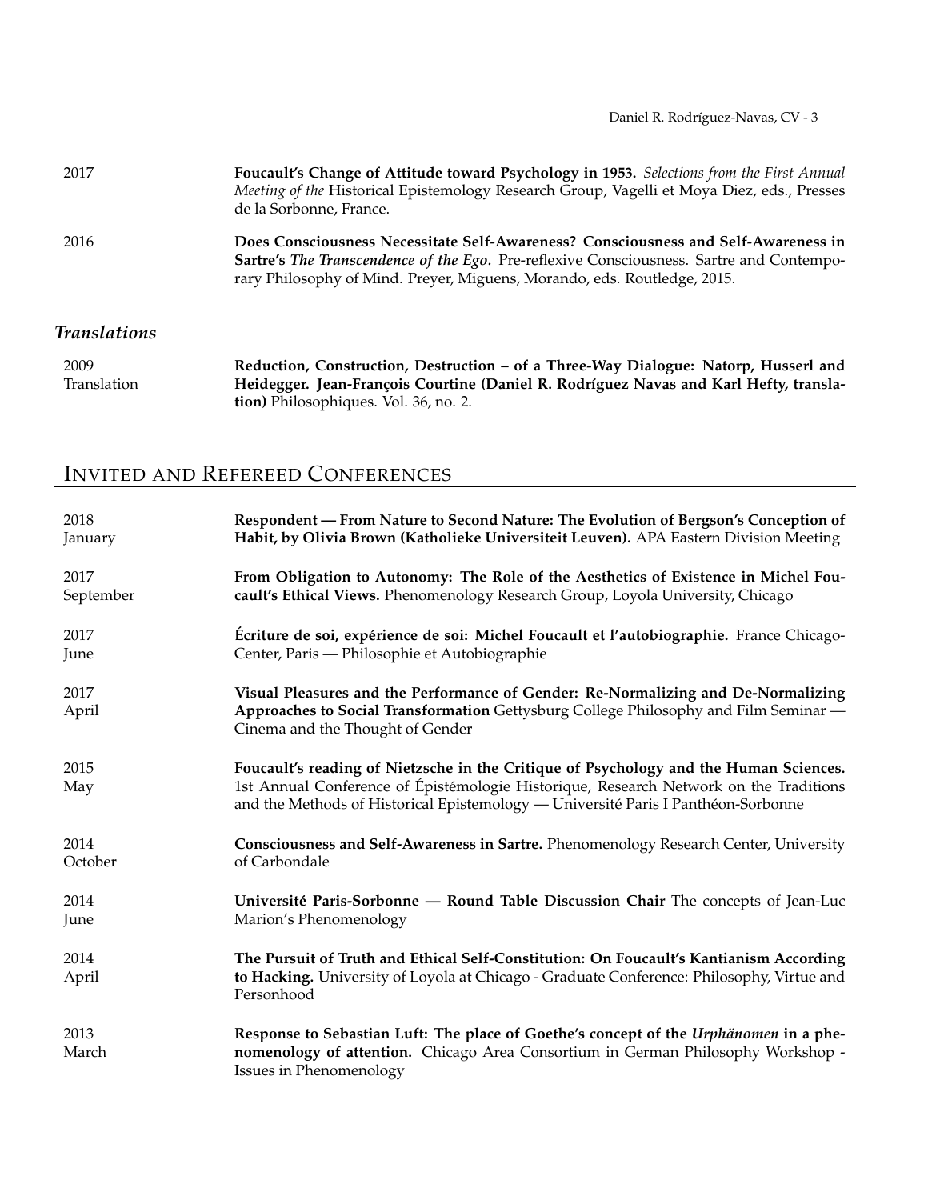2017 — **Foucault's Change of Attitude toward Psychology in 1953.** *Selections from the First Annual Meeting of the* Historical Epistemology Research Group, Vagelli et Moya Diez, eds., Presses de la Sorbonne, France.

2016 — **Does Consciousness Necessitate Self-Awareness? Consciousness and Self-Awareness in Sartre's *The Transcendence of the Ego*.** Pre-reflexive Consciousness. Sartre and Contemporary Philosophy of Mind. Preyer, Miguens, Morando, eds. Routledge, 2015.

### *Translations*

2009
Translation — **Reduction, Construction, Destruction – of a Three-Way Dialogue: Natorp, Husserl and Heidegger. Jean-François Courtine (Daniel R. Rodríguez Navas and Karl Hefty, translation)** Philosophiques. Vol. 36, no. 2.

## Invited and Refereed Conferences

2018
January — **Respondent — From Nature to Second Nature: The Evolution of Bergson's Conception of Habit, by Olivia Brown (Katholieke Universiteit Leuven).** APA Eastern Division Meeting

2017
September — **From Obligation to Autonomy: The Role of the Aesthetics of Existence in Michel Foucault's Ethical Views.** Phenomenology Research Group, Loyola University, Chicago

2017
June — **Écriture de soi, expérience de soi: Michel Foucault et l'autobiographie.** France Chicago-Center, Paris — Philosophie et Autobiographie

2017
April — **Visual Pleasures and the Performance of Gender: Re-Normalizing and De-Normalizing Approaches to Social Transformation** Gettysburg College Philosophy and Film Seminar — Cinema and the Thought of Gender

2015
May — **Foucault's reading of Nietzsche in the Critique of Psychology and the Human Sciences.** 1st Annual Conference of Épistémologie Historique, Research Network on the Traditions and the Methods of Historical Epistemology — Université Paris I Panthéon-Sorbonne

2014
October — **Consciousness and Self-Awareness in Sartre.** Phenomenology Research Center, University of Carbondale

2014
June — **Université Paris-Sorbonne — Round Table Discussion Chair** The concepts of Jean-Luc Marion's Phenomenology

2014
April — **The Pursuit of Truth and Ethical Self-Constitution: On Foucault's Kantianism According to Hacking.** University of Loyola at Chicago - Graduate Conference: Philosophy, Virtue and Personhood

2013
March — **Response to Sebastian Luft: The place of Goethe's concept of the *Urphänomen* in a phenomenology of attention.** Chicago Area Consortium in German Philosophy Workshop - Issues in Phenomenology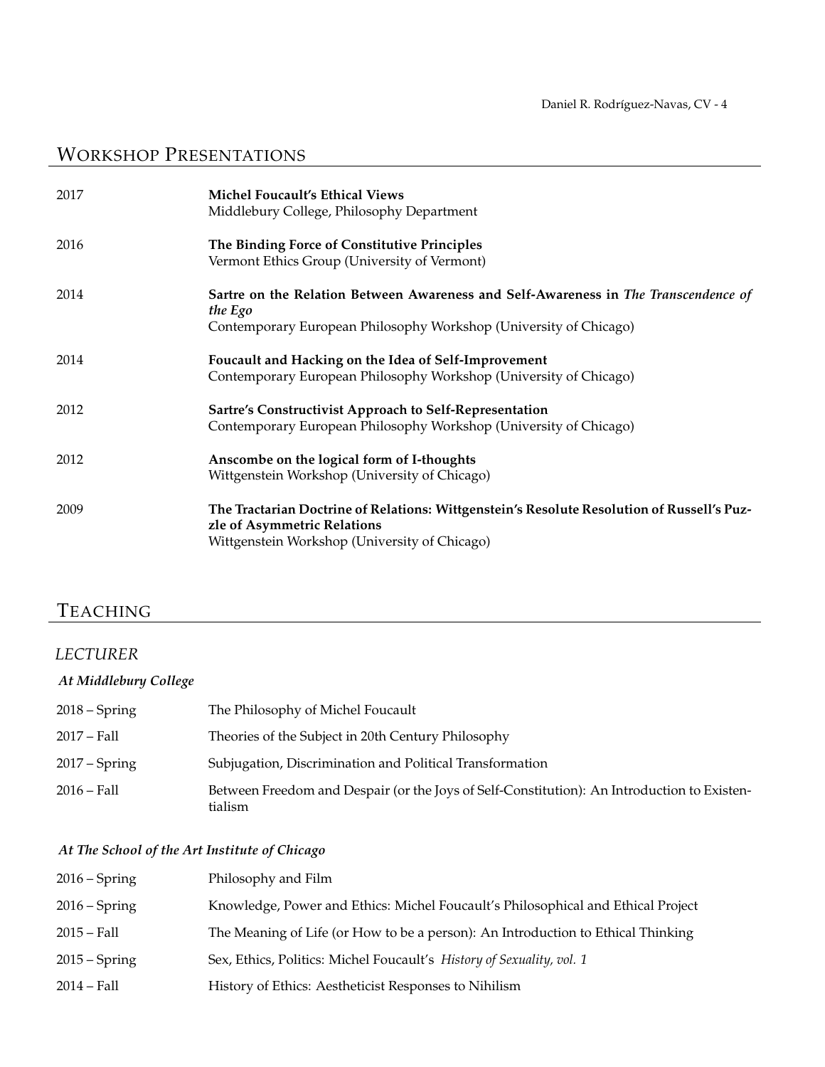## Workshop Presentations

2017 — **Michel Foucault's Ethical Views**
Middlebury College, Philosophy Department

2016 — **The Binding Force of Constitutive Principles**
Vermont Ethics Group (University of Vermont)

2014 — **Sartre on the Relation Between Awareness and Self-Awareness in *The Transcendence of the Ego***
Contemporary European Philosophy Workshop (University of Chicago)

2014 — **Foucault and Hacking on the Idea of Self-Improvement**
Contemporary European Philosophy Workshop (University of Chicago)

2012 — **Sartre's Constructivist Approach to Self-Representation**
Contemporary European Philosophy Workshop (University of Chicago)

2012 — **Anscombe on the logical form of I-thoughts**
Wittgenstein Workshop (University of Chicago)

2009 — **The Tractarian Doctrine of Relations: Wittgenstein's Resolute Resolution of Russell's Puzzle of Asymmetric Relations**
Wittgenstein Workshop (University of Chicago)

## Teaching

### *Lecturer*

#### *At Middlebury College*

- 2018 – Spring — The Philosophy of Michel Foucault
- 2017 – Fall — Theories of the Subject in 20th Century Philosophy
- 2017 – Spring — Subjugation, Discrimination and Political Transformation
- 2016 – Fall — Between Freedom and Despair (or the Joys of Self-Constitution): An Introduction to Existentialism

#### *At The School of the Art Institute of Chicago*

- 2016 – Spring — Philosophy and Film
- 2016 – Spring — Knowledge, Power and Ethics: Michel Foucault's Philosophical and Ethical Project
- 2015 – Fall — The Meaning of Life (or How to be a person): An Introduction to Ethical Thinking
- 2015 – Spring — Sex, Ethics, Politics: Michel Foucault's *History of Sexuality, vol. 1*
- 2014 – Fall — History of Ethics: Aestheticist Responses to Nihilism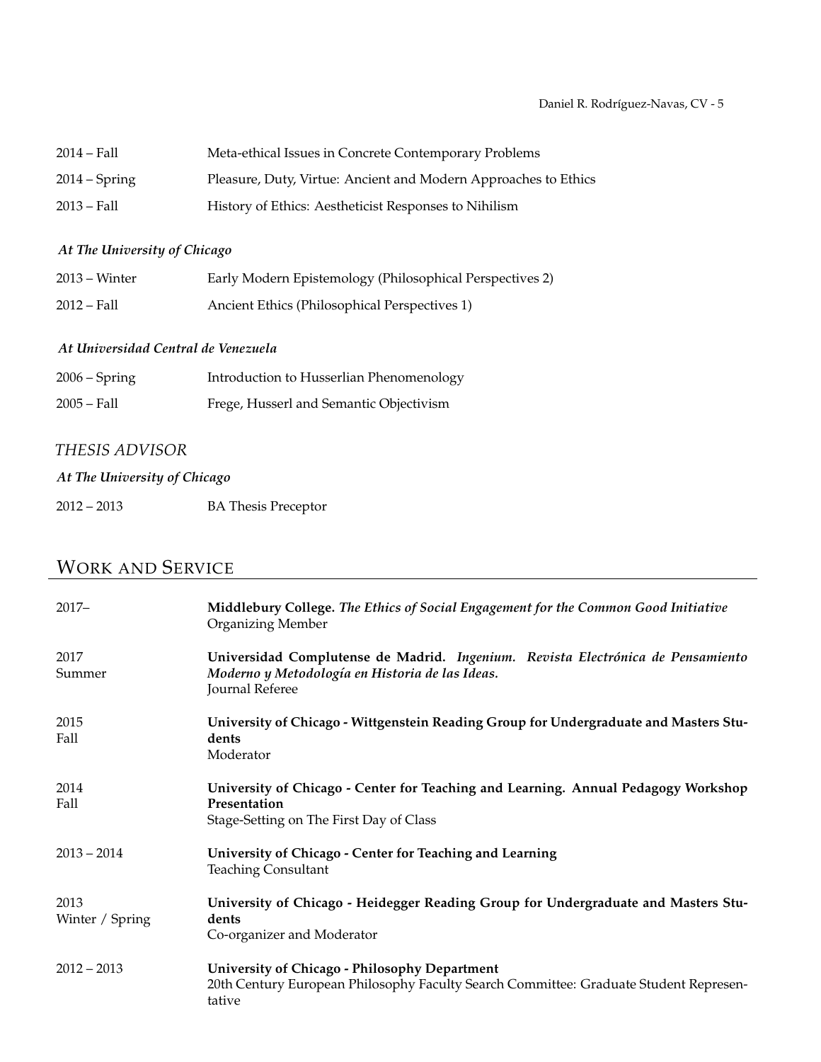| | |
|---|---|
| 2014 – Fall | Meta-ethical Issues in Concrete Contemporary Problems |
| 2014 – Spring | Pleasure, Duty, Virtue: Ancient and Modern Approaches to Ethics |
| 2013 – Fall | History of Ethics: Aestheticist Responses to Nihilism |

***At The University of Chicago***

| | |
|---|---|
| 2013 – Winter | Early Modern Epistemology (Philosophical Perspectives 2) |
| 2012 – Fall | Ancient Ethics (Philosophical Perspectives 1) |

***At Universidad Central de Venezuela***

| | |
|---|---|
| 2006 – Spring | Introduction to Husserlian Phenomenology |
| 2005 – Fall | Frege, Husserl and Semantic Objectivism |

### *THESIS ADVISOR*

***At The University of Chicago***

| | |
|---|---|
| 2012 – 2013 | BA Thesis Preceptor |

## WORK AND SERVICE

| | |
|---|---|
| 2017– | **Middlebury College.** ***The Ethics of Social Engagement for the Common Good Initiative*** <br> Organizing Member |
| 2017 <br> Summer | **Universidad Complutense de Madrid.** ***Ingenium. Revista Electrónica de Pensamiento Moderno y Metodología en Historia de las Ideas.*** <br> Journal Referee |
| 2015 <br> Fall | **University of Chicago - Wittgenstein Reading Group for Undergraduate and Masters Students** <br> Moderator |
| 2014 <br> Fall | **University of Chicago - Center for Teaching and Learning. Annual Pedagogy Workshop Presentation** <br> Stage-Setting on The First Day of Class |
| 2013 – 2014 | **University of Chicago - Center for Teaching and Learning** <br> Teaching Consultant |
| 2013 <br> Winter / Spring | **University of Chicago - Heidegger Reading Group for Undergraduate and Masters Students** <br> Co-organizer and Moderator |
| 2012 – 2013 | **University of Chicago - Philosophy Department** <br> 20th Century European Philosophy Faculty Search Committee: Graduate Student Representative |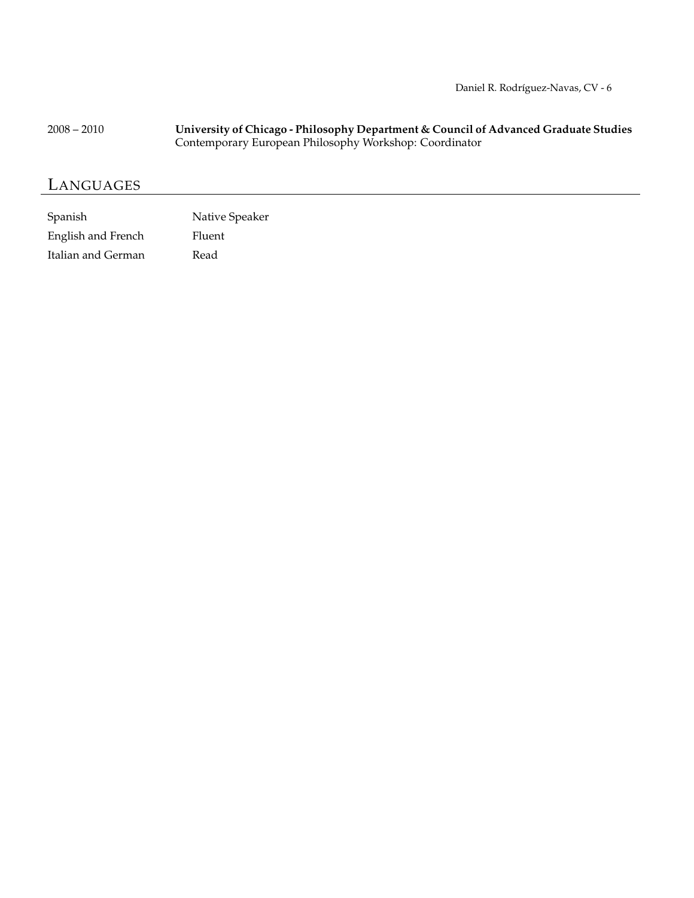| | |
|---|---|
| 2008 – 2010 | **University of Chicago - Philosophy Department & Council of Advanced Graduate Studies**<br>Contemporary European Philosophy Workshop: Coordinator |

## Languages

| | |
|---|---|
| Spanish | Native Speaker |
| English and French | Fluent |
| Italian and German | Read |